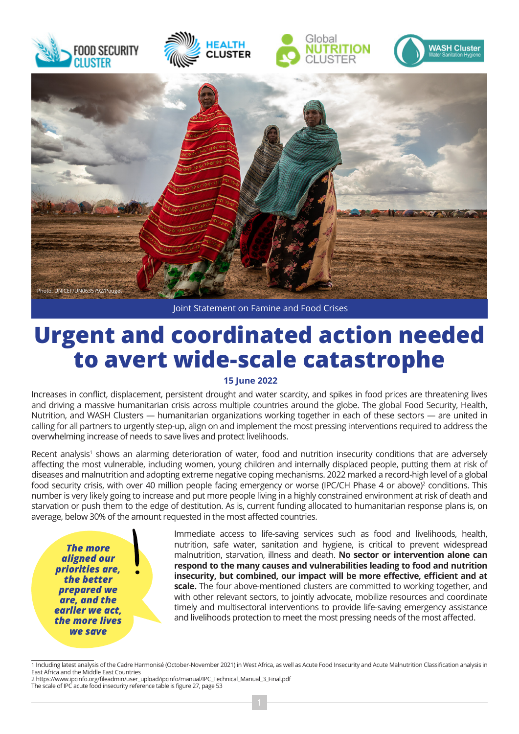FOOD SECURITY CLUSTER | HEALTH CLUSTER | Global NUTRITION CLUSTER | WASH Cluster Water Sanitation Hygiene

Photo: UNICEF/UN0635792/Pouget

Joint Statement on Famine and Food Crises

# Urgent and coordinated action needed to avert wide-scale catastrophe

**15 June 2022**

Increases in conflict, displacement, persistent drought and water scarcity, and spikes in food prices are threatening lives and driving a massive humanitarian crisis across multiple countries around the globe. The global Food Security, Health, Nutrition, and WASH Clusters — humanitarian organizations working together in each of these sectors — are united in calling for all partners to urgently step-up, align on and implement the most pressing interventions required to address the overwhelming increase of needs to save lives and protect livelihoods.

Recent analysis[1] shows an alarming deterioration of water, food and nutrition insecurity conditions that are adversely affecting the most vulnerable, including women, young children and internally displaced people, putting them at risk of diseases and malnutrition and adopting extreme negative coping mechanisms. 2022 marked a record-high level of a global food security crisis, with over 40 million people facing emergency or worse (IPC/CH Phase 4 or above)[2] conditions. This number is very likely going to increase and put more people living in a highly constrained environment at risk of death and starvation or push them to the edge of destitution. As is, current funding allocated to humanitarian response plans is, on average, below 30% of the amount requested in the most affected countries.

***The more aligned our priorities are, the better prepared we are, and the earlier we act, the more lives we save!***

Immediate access to life-saving services such as food and livelihoods, health, nutrition, safe water, sanitation and hygiene, is critical to prevent widespread malnutrition, starvation, illness and death. **No sector or intervention alone can respond to the many causes and vulnerabilities leading to food and nutrition insecurity, but combined, our impact will be more effective, efficient and at scale.** The four above-mentioned clusters are committed to working together, and with other relevant sectors, to jointly advocate, mobilize resources and coordinate timely and multisectoral interventions to provide life-saving emergency assistance and livelihoods protection to meet the most pressing needs of the most affected.

---

1 Including latest analysis of the Cadre Harmonisé (October-November 2021) in West Africa, as well as Acute Food Insecurity and Acute Malnutrition Classification analysis in East Africa and the Middle East Countries

2 https://www.ipcinfo.org/fileadmin/user_upload/ipcinfo/manual/IPC_Technical_Manual_3_Final.pdf
The scale of IPC acute food insecurity reference table is figure 27, page 53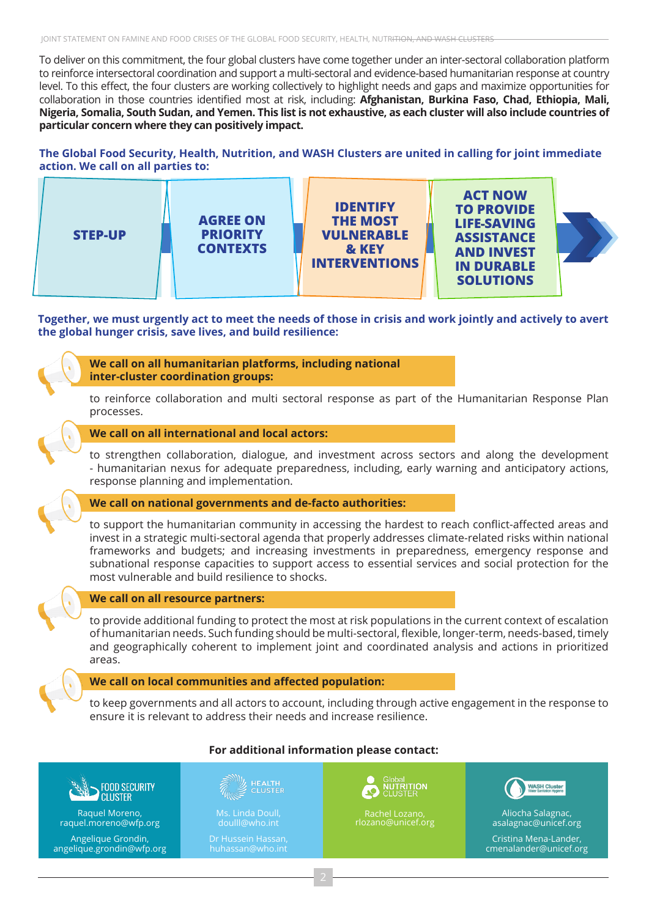To deliver on this commitment, the four global clusters have come together under an inter-sectoral collaboration platform to reinforce intersectoral coordination and support a multi-sectoral and evidence-based humanitarian response at country level. To this effect, the four clusters are working collectively to highlight needs and gaps and maximize opportunities for collaboration in those countries identified most at risk, including: **Afghanistan, Burkina Faso, Chad, Ethiopia, Mali, Nigeria, Somalia, South Sudan, and Yemen. This list is not exhaustive, as each cluster will also include countries of particular concern where they can positively impact.**

**The Global Food Security, Health, Nutrition, and WASH Clusters are united in calling for joint immediate action. We call on all parties to:**

**STEP-UP**

**AGREE ON PRIORITY CONTEXTS**

**IDENTIFY THE MOST VULNERABLE & KEY INTERVENTIONS**

**ACT NOW TO PROVIDE LIFE-SAVING ASSISTANCE AND INVEST IN DURABLE SOLUTIONS**

**Together, we must urgently act to meet the needs of those in crisis and work jointly and actively to avert the global hunger crisis, save lives, and build resilience:**

**We call on all humanitarian platforms, including national inter-cluster coordination groups:**

to reinforce collaboration and multi sectoral response as part of the Humanitarian Response Plan processes.

**We call on all international and local actors:**

to strengthen collaboration, dialogue, and investment across sectors and along the development - humanitarian nexus for adequate preparedness, including, early warning and anticipatory actions, response planning and implementation.

**We call on national governments and de-facto authorities:**

to support the humanitarian community in accessing the hardest to reach conflict-affected areas and invest in a strategic multi-sectoral agenda that properly addresses climate-related risks within national frameworks and budgets; and increasing investments in preparedness, emergency response and subnational response capacities to support access to essential services and social protection for the most vulnerable and build resilience to shocks.

**We call on all resource partners:**

to provide additional funding to protect the most at risk populations in the current context of escalation of humanitarian needs. Such funding should be multi-sectoral, flexible, longer-term, needs-based, timely and geographically coherent to implement joint and coordinated analysis and actions in prioritized areas.

**We call on local communities and affected population:**

to keep governments and all actors to account, including through active engagement in the response to ensure it is relevant to address their needs and increase resilience.

**For additional information please contact:**

**FOOD SECURITY CLUSTER**
Raquel Moreno, raquel.moreno@wfp.org
Angelique Grondin, angelique.grondin@wfp.org

**HEALTH CLUSTER**
Ms. Linda Doull, doulll@who.int
Dr Hussein Hassan, huhassan@who.int

**Global NUTRITION CLUSTER**
Rachel Lozano, rlozano@unicef.org

**WASH Cluster**
Aliocha Salagnac, asalagnac@unicef.org
Cristina Mena-Lander, cmenalander@unicef.org